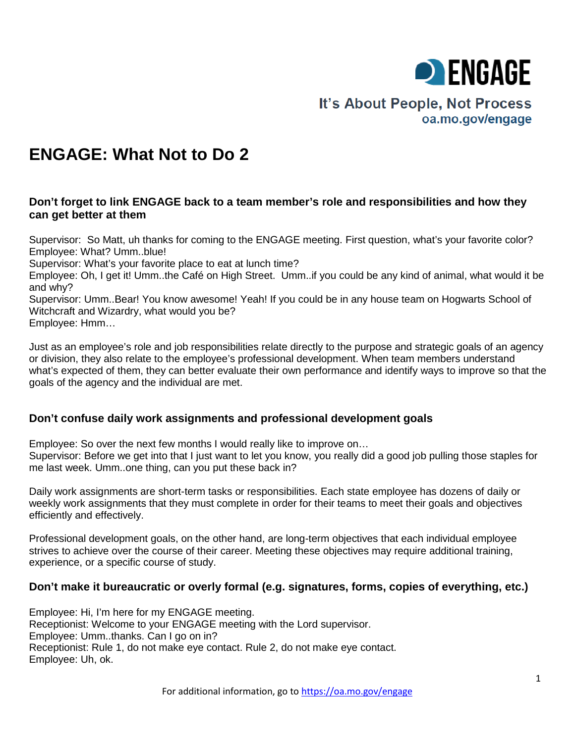ENGAGE

It's About People, Not Process
oa.mo.gov/engage

# ENGAGE: What Not to Do 2

### Don't forget to link ENGAGE back to a team member's role and responsibilities and how they can get better at them

Supervisor: So Matt, uh thanks for coming to the ENGAGE meeting. First question, what's your favorite color?
Employee: What? Umm..blue!
Supervisor: What's your favorite place to eat at lunch time?
Employee: Oh, I get it! Umm..the Café on High Street. Umm..if you could be any kind of animal, what would it be and why?
Supervisor: Umm..Bear! You know awesome! Yeah! If you could be in any house team on Hogwarts School of Witchcraft and Wizardry, what would you be?
Employee: Hmm…

Just as an employee's role and job responsibilities relate directly to the purpose and strategic goals of an agency or division, they also relate to the employee's professional development. When team members understand what's expected of them, they can better evaluate their own performance and identify ways to improve so that the goals of the agency and the individual are met.

### Don't confuse daily work assignments and professional development goals

Employee: So over the next few months I would really like to improve on…
Supervisor: Before we get into that I just want to let you know, you really did a good job pulling those staples for me last week. Umm..one thing, can you put these back in?

Daily work assignments are short-term tasks or responsibilities. Each state employee has dozens of daily or weekly work assignments that they must complete in order for their teams to meet their goals and objectives efficiently and effectively.

Professional development goals, on the other hand, are long-term objectives that each individual employee strives to achieve over the course of their career. Meeting these objectives may require additional training, experience, or a specific course of study.

### Don't make it bureaucratic or overly formal (e.g. signatures, forms, copies of everything, etc.)

Employee: Hi, I'm here for my ENGAGE meeting.
Receptionist: Welcome to your ENGAGE meeting with the Lord supervisor.
Employee: Umm..thanks. Can I go on in?
Receptionist: Rule 1, do not make eye contact. Rule 2, do not make eye contact.
Employee: Uh, ok.

For additional information, go to https://oa.mo.gov/engage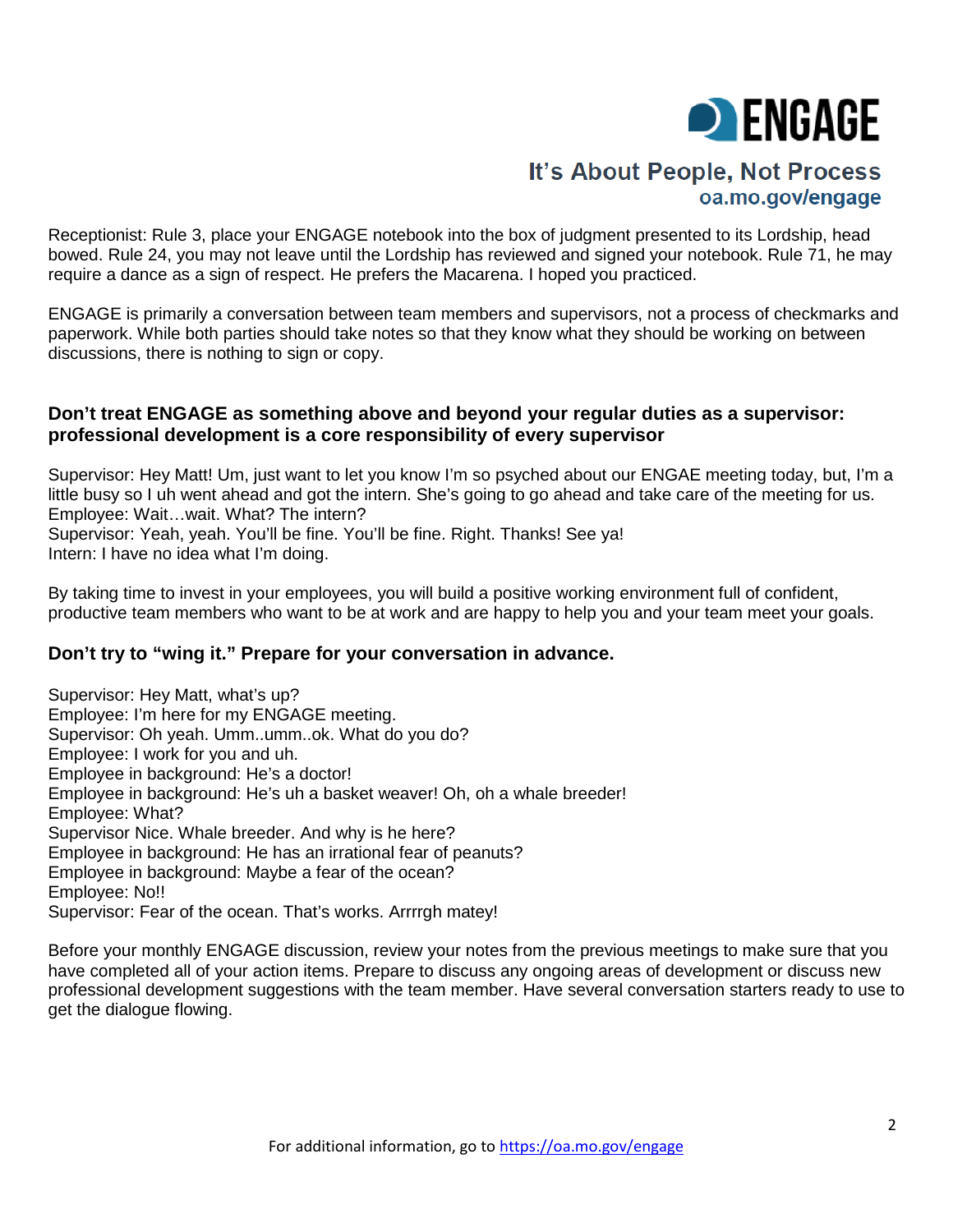Receptionist: Rule 3, place your ENGAGE notebook into the box of judgment presented to its Lordship, head bowed. Rule 24, you may not leave until the Lordship has reviewed and signed your notebook. Rule 71, he may require a dance as a sign of respect. He prefers the Macarena. I hoped you practiced.

ENGAGE is primarily a conversation between team members and supervisors, not a process of checkmarks and paperwork. While both parties should take notes so that they know what they should be working on between discussions, there is nothing to sign or copy.

### Don't treat ENGAGE as something above and beyond your regular duties as a supervisor: professional development is a core responsibility of every supervisor

Supervisor: Hey Matt! Um, just want to let you know I'm so psyched about our ENGAE meeting today, but, I'm a little busy so I uh went ahead and got the intern. She's going to go ahead and take care of the meeting for us.
Employee: Wait…wait. What? The intern?
Supervisor: Yeah, yeah. You'll be fine. You'll be fine. Right. Thanks! See ya!
Intern: I have no idea what I'm doing.

By taking time to invest in your employees, you will build a positive working environment full of confident, productive team members who want to be at work and are happy to help you and your team meet your goals.

### Don't try to "wing it." Prepare for your conversation in advance.

Supervisor: Hey Matt, what's up?
Employee: I'm here for my ENGAGE meeting.
Supervisor: Oh yeah. Umm..umm..ok. What do you do?
Employee: I work for you and uh.
Employee in background: He's a doctor!
Employee in background: He's uh a basket weaver! Oh, oh a whale breeder!
Employee: What?
Supervisor Nice. Whale breeder. And why is he here?
Employee in background: He has an irrational fear of peanuts?
Employee in background: Maybe a fear of the ocean?
Employee: No!!
Supervisor: Fear of the ocean. That's works. Arrrrgh matey!

Before your monthly ENGAGE discussion, review your notes from the previous meetings to make sure that you have completed all of your action items. Prepare to discuss any ongoing areas of development or discuss new professional development suggestions with the team member. Have several conversation starters ready to use to get the dialogue flowing.